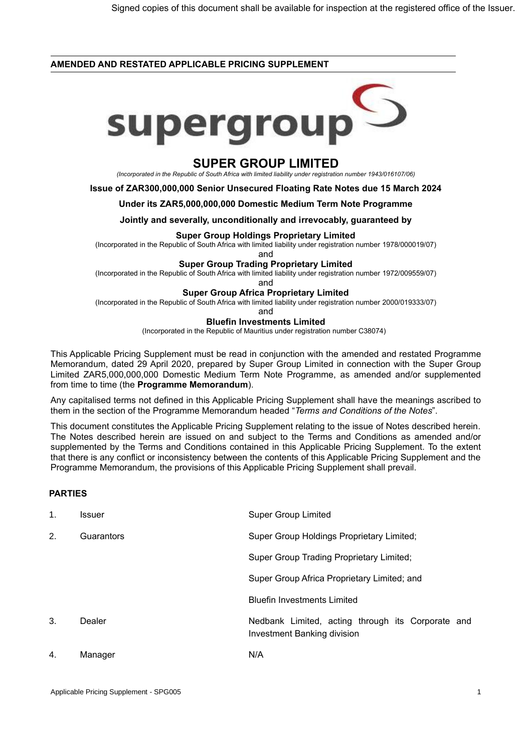Signed copies of this document shall be available for inspection at the registered office of the Issuer.

**AMENDED AND RESTATED APPLICABLE PRICING SUPPLEMENT**

# SUPER GROUP LIMITED

*(Incorporated in the Republic of South Africa with limited liability under registration number 1943/016107/06)*

**Issue of ZAR300,000,000 Senior Unsecured Floating Rate Notes due 15 March 2024**

**Under its ZAR5,000,000,000 Domestic Medium Term Note Programme**

**Jointly and severally, unconditionally and irrevocably, guaranteed by**

**Super Group Holdings Proprietary Limited**
(Incorporated in the Republic of South Africa with limited liability under registration number 1978/000019/07)
and
**Super Group Trading Proprietary Limited**
(Incorporated in the Republic of South Africa with limited liability under registration number 1972/009559/07)
and
**Super Group Africa Proprietary Limited**
(Incorporated in the Republic of South Africa with limited liability under registration number 2000/019333/07)
and
**Bluefin Investments Limited**
(Incorporated in the Republic of Mauritius under registration number C38074)

This Applicable Pricing Supplement must be read in conjunction with the amended and restated Programme Memorandum, dated 29 April 2020, prepared by Super Group Limited in connection with the Super Group Limited ZAR5,000,000,000 Domestic Medium Term Note Programme, as amended and/or supplemented from time to time (the **Programme Memorandum**).

Any capitalised terms not defined in this Applicable Pricing Supplement shall have the meanings ascribed to them in the section of the Programme Memorandum headed "*Terms and Conditions of the Notes*".

This document constitutes the Applicable Pricing Supplement relating to the issue of Notes described herein. The Notes described herein are issued on and subject to the Terms and Conditions as amended and/or supplemented by the Terms and Conditions contained in this Applicable Pricing Supplement. To the extent that there is any conflict or inconsistency between the contents of this Applicable Pricing Supplement and the Programme Memorandum, the provisions of this Applicable Pricing Supplement shall prevail.

**PARTIES**

| | | |
|---|---|---|
| 1. | Issuer | Super Group Limited |
| 2. | Guarantors | Super Group Holdings Proprietary Limited; |
| | | Super Group Trading Proprietary Limited; |
| | | Super Group Africa Proprietary Limited; and |
| | | Bluefin Investments Limited |
| 3. | Dealer | Nedbank Limited, acting through its Corporate and Investment Banking division |
| 4. | Manager | N/A |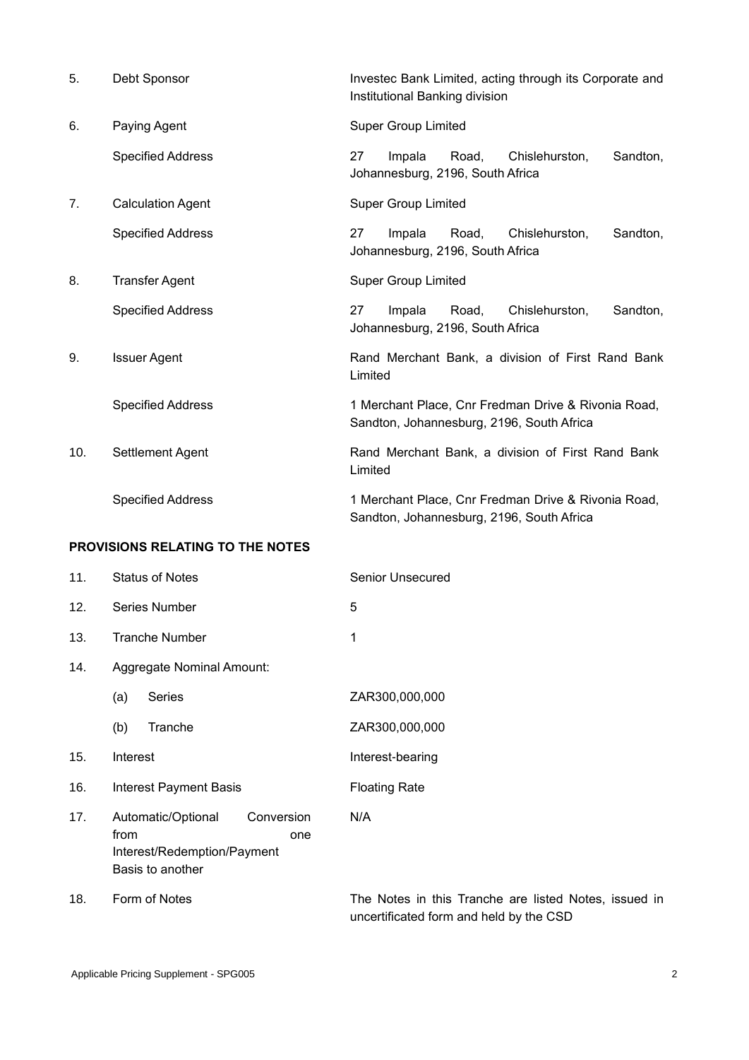| | | |
|---|---|---|
| 5. | Debt Sponsor | Investec Bank Limited, acting through its Corporate and Institutional Banking division |
| 6. | Paying Agent | Super Group Limited |
| | Specified Address | 27 Impala Road, Chislehurston, Sandton, Johannesburg, 2196, South Africa |
| 7. | Calculation Agent | Super Group Limited |
| | Specified Address | 27 Impala Road, Chislehurston, Sandton, Johannesburg, 2196, South Africa |
| 8. | Transfer Agent | Super Group Limited |
| | Specified Address | 27 Impala Road, Chislehurston, Sandton, Johannesburg, 2196, South Africa |
| 9. | Issuer Agent | Rand Merchant Bank, a division of First Rand Bank Limited |
| | Specified Address | 1 Merchant Place, Cnr Fredman Drive & Rivonia Road, Sandton, Johannesburg, 2196, South Africa |
| 10. | Settlement Agent | Rand Merchant Bank, a division of First Rand Bank Limited |
| | Specified Address | 1 Merchant Place, Cnr Fredman Drive & Rivonia Road, Sandton, Johannesburg, 2196, South Africa |

**PROVISIONS RELATING TO THE NOTES**

| | | |
|---|---|---|
| 11. | Status of Notes | Senior Unsecured |
| 12. | Series Number | 5 |
| 13. | Tranche Number | 1 |
| 14. | Aggregate Nominal Amount: | |
| | (a) Series | ZAR300,000,000 |
| | (b) Tranche | ZAR300,000,000 |
| 15. | Interest | Interest-bearing |
| 16. | Interest Payment Basis | Floating Rate |
| 17. | Automatic/Optional Conversion from one Interest/Redemption/Payment Basis to another | N/A |
| 18. | Form of Notes | The Notes in this Tranche are listed Notes, issued in uncertificated form and held by the CSD |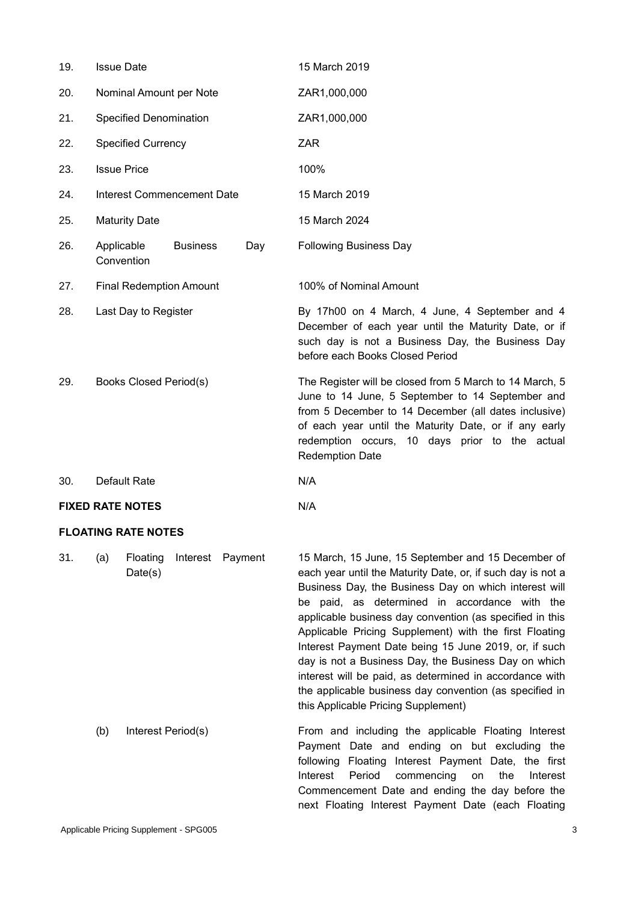| | | |
|---|---|---|
| 19. | Issue Date | 15 March 2019 |
| 20. | Nominal Amount per Note | ZAR1,000,000 |
| 21. | Specified Denomination | ZAR1,000,000 |
| 22. | Specified Currency | ZAR |
| 23. | Issue Price | 100% |
| 24. | Interest Commencement Date | 15 March 2019 |
| 25. | Maturity Date | 15 March 2024 |
| 26. | Applicable Business Day Convention | Following Business Day |
| 27. | Final Redemption Amount | 100% of Nominal Amount |
| 28. | Last Day to Register | By 17h00 on 4 March, 4 June, 4 September and 4 December of each year until the Maturity Date, or if such day is not a Business Day, the Business Day before each Books Closed Period |
| 29. | Books Closed Period(s) | The Register will be closed from 5 March to 14 March, 5 June to 14 June, 5 September to 14 September and from 5 December to 14 December (all dates inclusive) of each year until the Maturity Date, or if any early redemption occurs, 10 days prior to the actual Redemption Date |
| 30. | Default Rate | N/A |

**FIXED RATE NOTES** N/A

**FLOATING RATE NOTES**

| | | |
|---|---|---|
| 31. | (a) Floating Interest Payment Date(s) | 15 March, 15 June, 15 September and 15 December of each year until the Maturity Date, or, if such day is not a Business Day, the Business Day on which interest will be paid, as determined in accordance with the applicable business day convention (as specified in this Applicable Pricing Supplement) with the first Floating Interest Payment Date being 15 June 2019, or, if such day is not a Business Day, the Business Day on which interest will be paid, as determined in accordance with the applicable business day convention (as specified in this Applicable Pricing Supplement) |
| | (b) Interest Period(s) | From and including the applicable Floating Interest Payment Date and ending on but excluding the following Floating Interest Payment Date, the first Interest Period commencing on the Interest Commencement Date and ending the day before the next Floating Interest Payment Date (each Floating |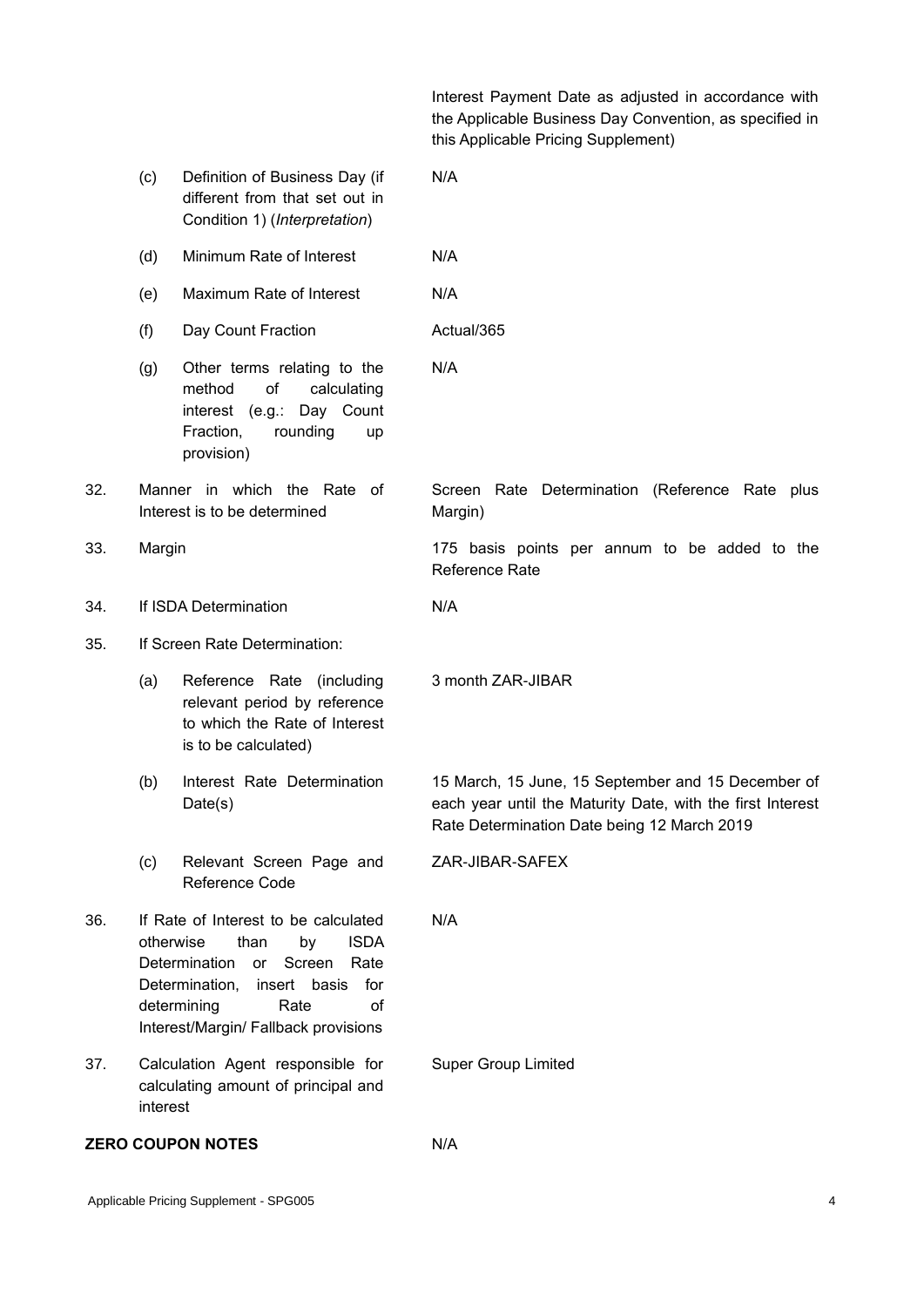| | | |
|---|---|---|
| | | Interest Payment Date as adjusted in accordance with the Applicable Business Day Convention, as specified in this Applicable Pricing Supplement) |
| | (c) Definition of Business Day (if different from that set out in Condition 1) (*Interpretation*) | N/A |
| | (d) Minimum Rate of Interest | N/A |
| | (e) Maximum Rate of Interest | N/A |
| | (f) Day Count Fraction | Actual/365 |
| | (g) Other terms relating to the method of calculating interest (e.g.: Day Count Fraction, rounding up provision) | N/A |
| 32. | Manner in which the Rate of Interest is to be determined | Screen Rate Determination (Reference Rate plus Margin) |
| 33. | Margin | 175 basis points per annum to be added to the Reference Rate |
| 34. | If ISDA Determination | N/A |
| 35. | If Screen Rate Determination: | |
| | (a) Reference Rate (including relevant period by reference to which the Rate of Interest is to be calculated) | 3 month ZAR-JIBAR |
| | (b) Interest Rate Determination Date(s) | 15 March, 15 June, 15 September and 15 December of each year until the Maturity Date, with the first Interest Rate Determination Date being 12 March 2019 |
| | (c) Relevant Screen Page and Reference Code | ZAR-JIBAR-SAFEX |
| 36. | If Rate of Interest to be calculated otherwise than by ISDA Determination or Screen Rate Determination, insert basis for determining Rate of Interest/Margin/ Fallback provisions | N/A |
| 37. | Calculation Agent responsible for calculating amount of principal and interest | Super Group Limited |

**ZERO COUPON NOTES** N/A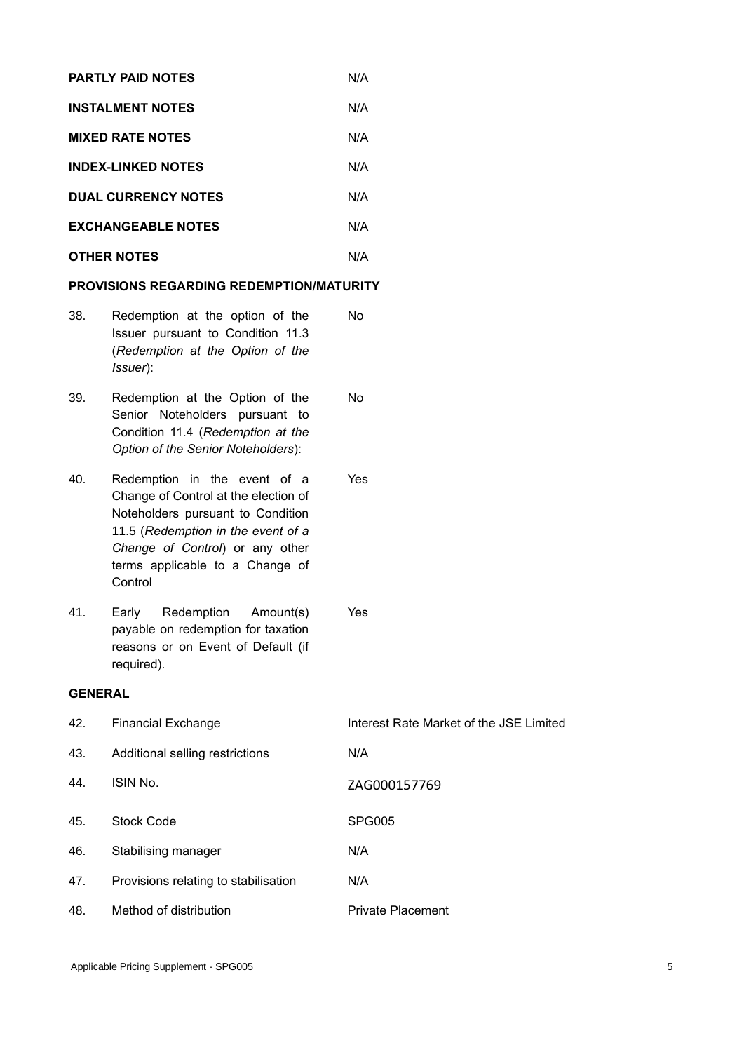| | | |
|---|---|---|
| **PARTLY PAID NOTES** | | N/A |
| **INSTALMENT NOTES** | | N/A |
| **MIXED RATE NOTES** | | N/A |
| **INDEX-LINKED NOTES** | | N/A |
| **DUAL CURRENCY NOTES** | | N/A |
| **EXCHANGEABLE NOTES** | | N/A |
| **OTHER NOTES** | | N/A |

**PROVISIONS REGARDING REDEMPTION/MATURITY**

| | | |
|---|---|---|
| 38. | Redemption at the option of the Issuer pursuant to Condition 11.3 (*Redemption at the Option of the Issuer*): | No |
| 39. | Redemption at the Option of the Senior Noteholders pursuant to Condition 11.4 (*Redemption at the Option of the Senior Noteholders*): | No |
| 40. | Redemption in the event of a Change of Control at the election of Noteholders pursuant to Condition 11.5 (*Redemption in the event of a Change of Control*) or any other terms applicable to a Change of Control | Yes |
| 41. | Early Redemption Amount(s) payable on redemption for taxation reasons or on Event of Default (if required). | Yes |

**GENERAL**

| | | |
|---|---|---|
| 42. | Financial Exchange | Interest Rate Market of the JSE Limited |
| 43. | Additional selling restrictions | N/A |
| 44. | ISIN No. | ZAG000157769 |
| 45. | Stock Code | SPG005 |
| 46. | Stabilising manager | N/A |
| 47. | Provisions relating to stabilisation | N/A |
| 48. | Method of distribution | Private Placement |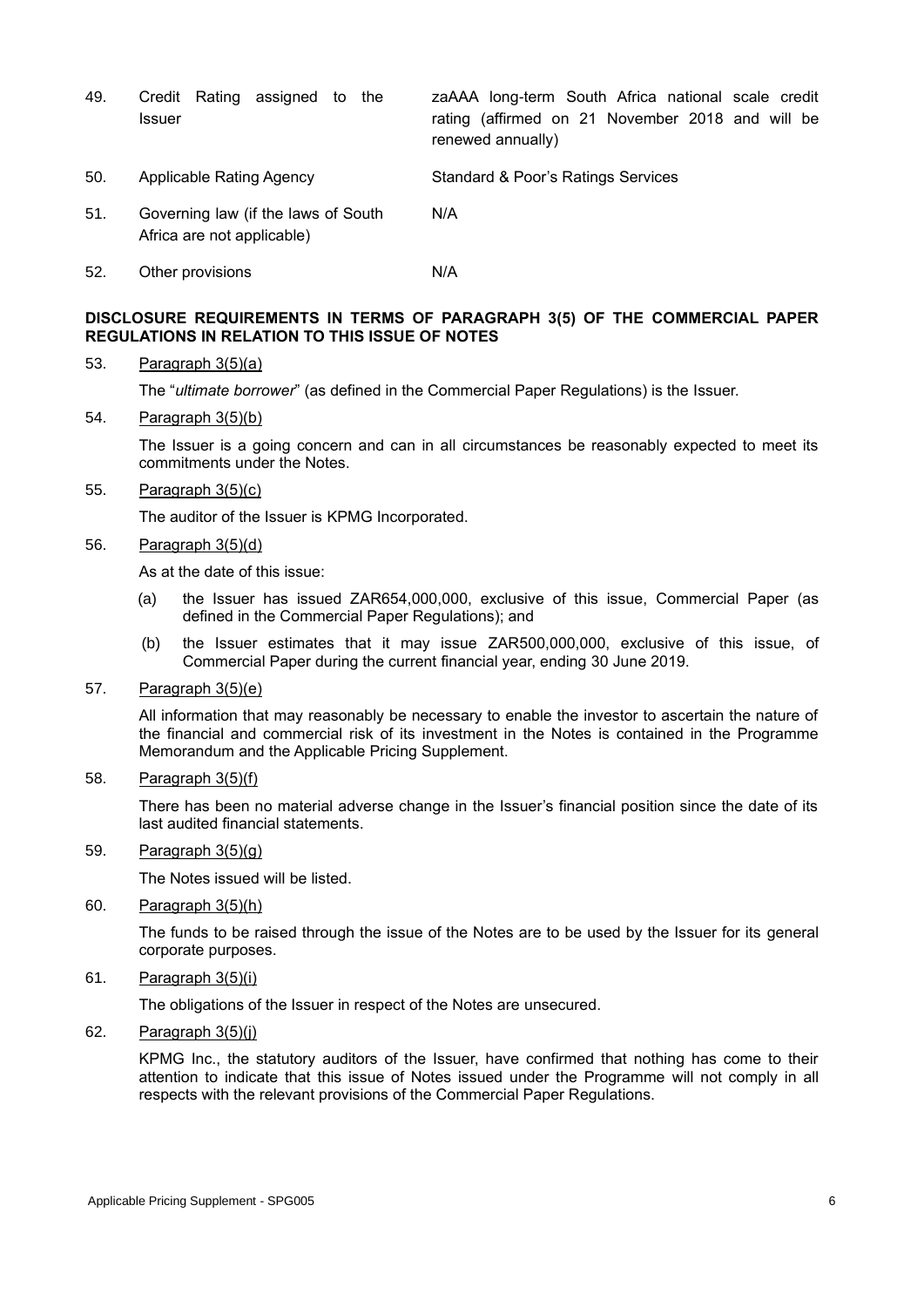| | | |
|---|---|---|
| 49. | Credit Rating assigned to the Issuer | zaAAA long-term South Africa national scale credit rating (affirmed on 21 November 2018 and will be renewed annually) |
| 50. | Applicable Rating Agency | Standard & Poor's Ratings Services |
| 51. | Governing law (if the laws of South Africa are not applicable) | N/A |
| 52. | Other provisions | N/A |

**DISCLOSURE REQUIREMENTS IN TERMS OF PARAGRAPH 3(5) OF THE COMMERCIAL PAPER REGULATIONS IN RELATION TO THIS ISSUE OF NOTES**

53. Paragraph 3(5)(a)

    The "*ultimate borrower*" (as defined in the Commercial Paper Regulations) is the Issuer.

54. Paragraph 3(5)(b)

    The Issuer is a going concern and can in all circumstances be reasonably expected to meet its commitments under the Notes.

55. Paragraph 3(5)(c)

    The auditor of the Issuer is KPMG Incorporated.

56. Paragraph 3(5)(d)

    As at the date of this issue:

    (a) the Issuer has issued ZAR654,000,000, exclusive of this issue, Commercial Paper (as defined in the Commercial Paper Regulations); and

    (b) the Issuer estimates that it may issue ZAR500,000,000, exclusive of this issue, of Commercial Paper during the current financial year, ending 30 June 2019.

57. Paragraph 3(5)(e)

    All information that may reasonably be necessary to enable the investor to ascertain the nature of the financial and commercial risk of its investment in the Notes is contained in the Programme Memorandum and the Applicable Pricing Supplement.

58. Paragraph 3(5)(f)

    There has been no material adverse change in the Issuer's financial position since the date of its last audited financial statements.

59. Paragraph 3(5)(g)

    The Notes issued will be listed.

60. Paragraph 3(5)(h)

    The funds to be raised through the issue of the Notes are to be used by the Issuer for its general corporate purposes.

61. Paragraph 3(5)(i)

    The obligations of the Issuer in respect of the Notes are unsecured.

62. Paragraph 3(5)(j)

    KPMG Inc., the statutory auditors of the Issuer, have confirmed that nothing has come to their attention to indicate that this issue of Notes issued under the Programme will not comply in all respects with the relevant provisions of the Commercial Paper Regulations.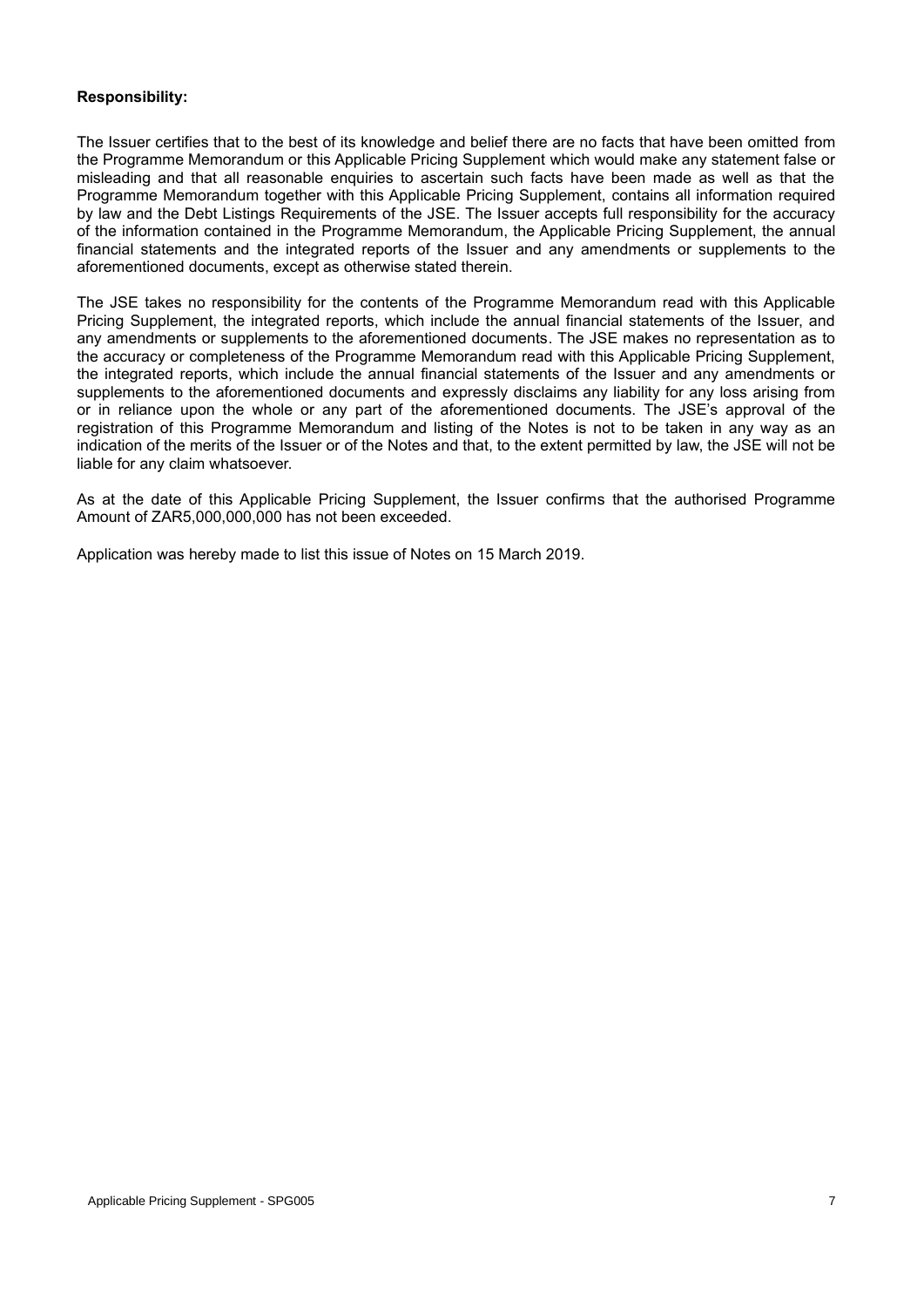**Responsibility:**

The Issuer certifies that to the best of its knowledge and belief there are no facts that have been omitted from the Programme Memorandum or this Applicable Pricing Supplement which would make any statement false or misleading and that all reasonable enquiries to ascertain such facts have been made as well as that the Programme Memorandum together with this Applicable Pricing Supplement, contains all information required by law and the Debt Listings Requirements of the JSE. The Issuer accepts full responsibility for the accuracy of the information contained in the Programme Memorandum, the Applicable Pricing Supplement, the annual financial statements and the integrated reports of the Issuer and any amendments or supplements to the aforementioned documents, except as otherwise stated therein.

The JSE takes no responsibility for the contents of the Programme Memorandum read with this Applicable Pricing Supplement, the integrated reports, which include the annual financial statements of the Issuer, and any amendments or supplements to the aforementioned documents. The JSE makes no representation as to the accuracy or completeness of the Programme Memorandum read with this Applicable Pricing Supplement, the integrated reports, which include the annual financial statements of the Issuer and any amendments or supplements to the aforementioned documents and expressly disclaims any liability for any loss arising from or in reliance upon the whole or any part of the aforementioned documents. The JSE's approval of the registration of this Programme Memorandum and listing of the Notes is not to be taken in any way as an indication of the merits of the Issuer or of the Notes and that, to the extent permitted by law, the JSE will not be liable for any claim whatsoever.

As at the date of this Applicable Pricing Supplement, the Issuer confirms that the authorised Programme Amount of ZAR5,000,000,000 has not been exceeded.

Application was hereby made to list this issue of Notes on 15 March 2019.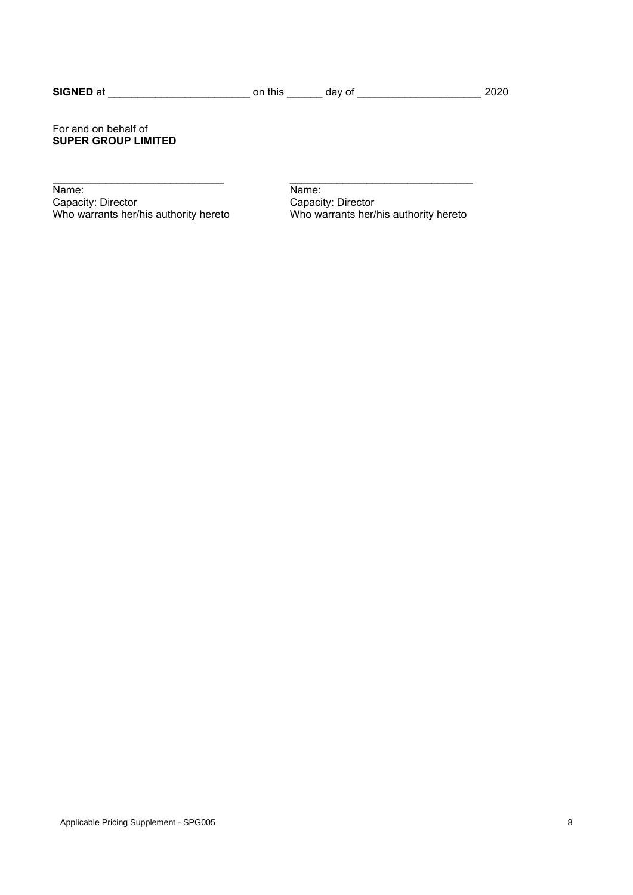**SIGNED** at ________________________ on this ______ day of _____________________ 2020

For and on behalf of
**SUPER GROUP LIMITED**

| | |
|---|---|
| ______________________________ | ________________________________ |
| Name: | Name: |
| Capacity: Director | Capacity: Director |
| Who warrants her/his authority hereto | Who warrants her/his authority hereto |